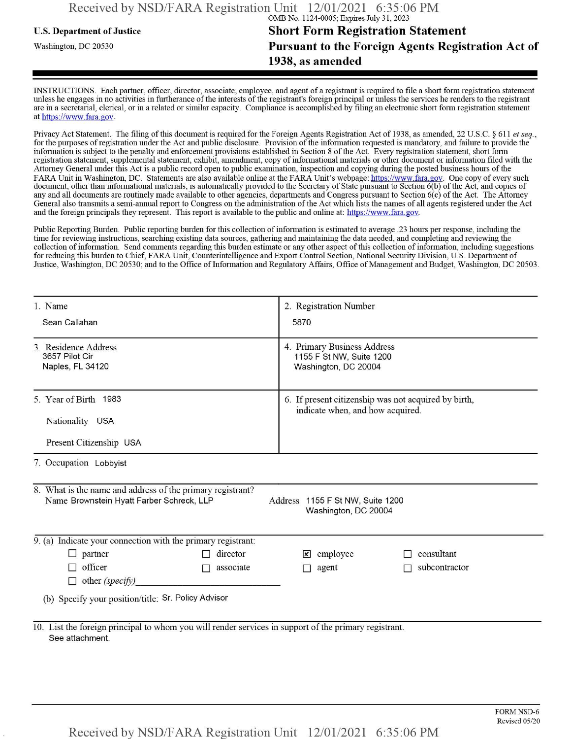OMB No. 1124-0005; Expires July 31, 2023

**U.S. Department of Justice**

Washington, DC 20530

# Short Form Registration Statement Pursuant to the Foreign Agents Registration Act of 1938, as amended

INSTRUCTIONS. Each partner, officer, director, associate, employee, and agent of a registrant is required to file a short form registration statement unless he engages in no activities in furtherance of the interests of the registrant's foreign principal or unless the services he renders to the registrant are in a secretarial, clerical, or in a related or similar capacity. Compliance is accomplished by filing an electronic short form registration statement at https://www.fara.gov.

Privacy Act Statement. The filing of this document is required for the Foreign Agents Registration Act of 1938, as amended, 22 U.S.C. § 611 *et seq.*, for the purposes of registration under the Act and public disclosure. Provision of the information requested is mandatory, and failure to provide the information is subject to the penalty and enforcement provisions established in Section 8 of the Act. Every registration statement, short form registration statement, supplemental statement, exhibit, amendment, copy of informational materials or other document or information filed with the Attorney General under this Act is a public record open to public examination, inspection and copying during the posted business hours of the FARA Unit in Washington, DC. Statements are also available online at the FARA Unit's webpage: https://www.fara.gov. One copy of every such document, other than informational materials, is automatically provided to the Secretary of State pursuant to Section 6(b) of the Act, and copies of any and all documents are routinely made available to other agencies, departments and Congress pursuant to Section 6(c) of the Act. The Attorney General also transmits a semi-annual report to Congress on the administration of the Act which lists the names of all agents registered under the Act and the foreign principals they represent. This report is available to the public and online at: https://www.fara.gov.

Public Reporting Burden. Public reporting burden for this collection of information is estimated to average .23 hours per response, including the time for reviewing instructions, searching existing data sources, gathering and maintaining the data needed, and completing and reviewing the collection of information. Send comments regarding this burden estimate or any other aspect of this collection of information, including suggestions for reducing this burden to Chief, FARA Unit, Counterintelligence and Export Control Section, National Security Division, U.S. Department of Justice, Washington, DC 20530; and to the Office of Information and Regulatory Affairs, Office of Management and Budget, Washington, DC 20503.

| | |
|---|---|
| 1. Name<br>Sean Callahan | 2. Registration Number<br>5870 |
| 3. Residence Address<br>3657 Pilot Cir<br>Naples, FL 34120 | 4. Primary Business Address<br>1155 F St NW, Suite 1200<br>Washington, DC 20004 |
| 5. Year of Birth 1983<br>Nationality USA<br>Present Citizenship USA | 6. If present citizenship was not acquired by birth, indicate when, and how acquired. |

7. Occupation Lobbyist

8. What is the name and address of the primary registrant?
Name Brownstein Hyatt Farber Schreck, LLP
Address 1155 F St NW, Suite 1200
Washington, DC 20004

9. (a) Indicate your connection with the primary registrant:

- ☐ partner
- ☐ director
- ☒ employee
- ☐ consultant
- ☐ officer
- ☐ associate
- ☐ agent
- ☐ subcontractor
- ☐ other *(specify)*

(b) Specify your position/title: Sr. Policy Advisor

10. List the foreign principal to whom you will render services in support of the primary registrant.
See attachment.

FORM NSD-6
Revised 05/20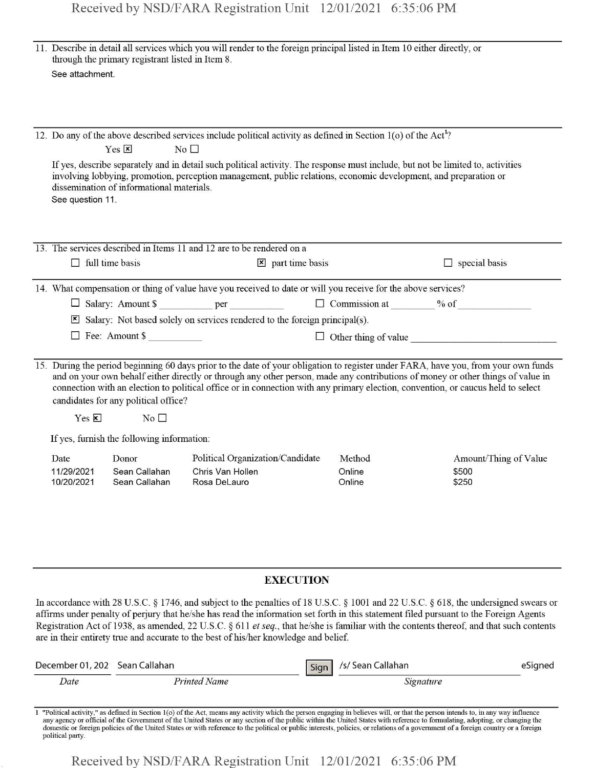11. Describe in detail all services which you will render to the foreign principal listed in Item 10 either directly, or through the primary registrant listed in Item 8.

See attachment.

12. Do any of the above described services include political activity as defined in Section 1(o) of the Act[1]?

Yes ☒ No ☐

If yes, describe separately and in detail such political activity. The response must include, but not be limited to, activities involving lobbying, promotion, perception management, public relations, economic development, and preparation or dissemination of informational materials.

See question 11.

13. The services described in Items 11 and 12 are to be rendered on a

☐ full time basis ☒ part time basis ☐ special basis

14. What compensation or thing of value have you received to date or will you receive for the above services?

☐ Salary: Amount $ \_\_\_\_\_\_\_\_ per \_\_\_\_\_\_\_\_ ☐ Commission at \_\_\_\_\_\_ % of \_\_\_\_\_\_\_\_

☒ Salary: Not based solely on services rendered to the foreign principal(s).

☐ Fee: Amount $ \_\_\_\_\_\_\_\_ ☐ Other thing of value \_\_\_\_\_\_\_\_

15. During the period beginning 60 days prior to the date of your obligation to register under FARA, have you, from your own funds and on your own behalf either directly or through any other person, made any contributions of money or other things of value in connection with an election to political office or in connection with any primary election, convention, or caucus held to select candidates for any political office?

Yes ☒ No ☐

If yes, furnish the following information:

| Date | Donor | Political Organization/Candidate | Method | Amount/Thing of Value |
|---|---|---|---|---|
| 11/29/2021 | Sean Callahan | Chris Van Hollen | Online | $500 |
| 10/20/2021 | Sean Callahan | Rosa DeLauro | Online | $250 |

## EXECUTION

In accordance with 28 U.S.C. § 1746, and subject to the penalties of 18 U.S.C. § 1001 and 22 U.S.C. § 618, the undersigned swears or affirms under penalty of perjury that he/she has read the information set forth in this statement filed pursuant to the Foreign Agents Registration Act of 1938, as amended, 22 U.S.C. § 611 *et seq.*, that he/she is familiar with the contents thereof, and that such contents are in their entirety true and accurate to the best of his/her knowledge and belief.

| December 01, 202 | Sean Callahan | /s/ Sean Callahan eSigned |
|---|---|---|
| *Date* | *Printed Name* | *Signature* |

[1] "Political activity," as defined in Section 1(o) of the Act, means any activity which the person engaging in believes will, or that the person intends to, in any way influence any agency or official of the Government of the United States or any section of the public within the United States with reference to formulating, adopting, or changing the domestic or foreign policies of the United States or with reference to the political or public interests, policies, or relations of a government of a foreign country or a foreign political party.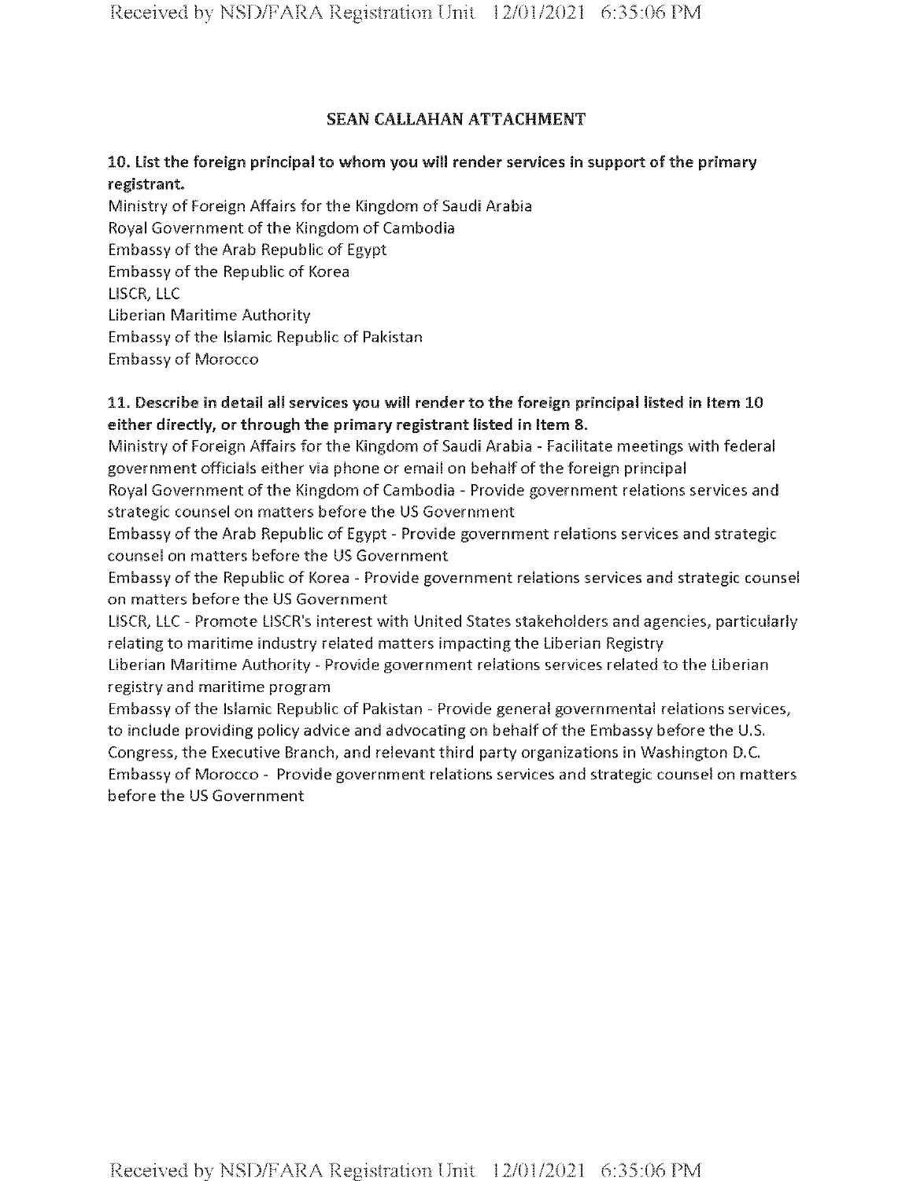## SEAN CALLAHAN ATTACHMENT

**10. List the foreign principal to whom you will render services in support of the primary registrant.**

Ministry of Foreign Affairs for the Kingdom of Saudi Arabia
Royal Government of the Kingdom of Cambodia
Embassy of the Arab Republic of Egypt
Embassy of the Republic of Korea
LISCR, LLC
Liberian Maritime Authority
Embassy of the Islamic Republic of Pakistan
Embassy of Morocco

**11. Describe in detail all services you will render to the foreign principal listed in Item 10 either directly, or through the primary registrant listed in Item 8.**

Ministry of Foreign Affairs for the Kingdom of Saudi Arabia - Facilitate meetings with federal government officials either via phone or email on behalf of the foreign principal
Royal Government of the Kingdom of Cambodia - Provide government relations services and strategic counsel on matters before the US Government
Embassy of the Arab Republic of Egypt - Provide government relations services and strategic counsel on matters before the US Government
Embassy of the Republic of Korea - Provide government relations services and strategic counsel on matters before the US Government
LISCR, LLC - Promote LISCR's interest with United States stakeholders and agencies, particularly relating to maritime industry related matters impacting the Liberian Registry
Liberian Maritime Authority - Provide government relations services related to the Liberian registry and maritime program
Embassy of the Islamic Republic of Pakistan - Provide general governmental relations services, to include providing policy advice and advocating on behalf of the Embassy before the U.S. Congress, the Executive Branch, and relevant third party organizations in Washington D.C.
Embassy of Morocco - Provide government relations services and strategic counsel on matters before the US Government